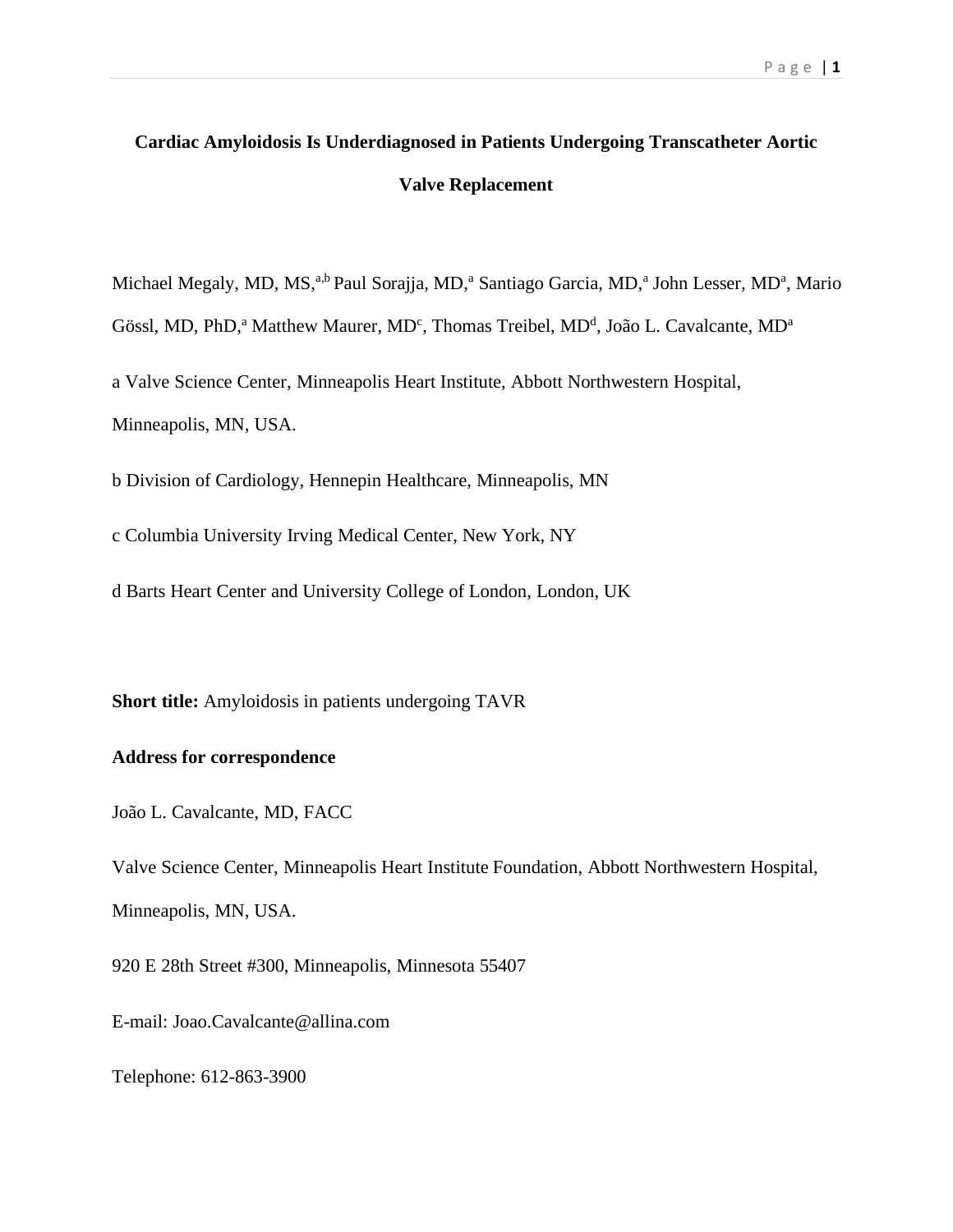# Cardiac Amyloidosis Is Underdiagnosed in Patients Undergoing Transcatheter Aortic Valve Replacement

Michael Megaly, MD, MS,[a,b] Paul Sorajja, MD,[a] Santiago Garcia, MD,[a] John Lesser, MD[a], Mario Gössl, MD, PhD,[a] Matthew Maurer, MD[c], Thomas Treibel, MD[d], João L. Cavalcante, MD[a]

a Valve Science Center, Minneapolis Heart Institute, Abbott Northwestern Hospital, Minneapolis, MN, USA.

b Division of Cardiology, Hennepin Healthcare, Minneapolis, MN

c Columbia University Irving Medical Center, New York, NY

d Barts Heart Center and University College of London, London, UK

**Short title:** Amyloidosis in patients undergoing TAVR

**Address for correspondence**

João L. Cavalcante, MD, FACC

Valve Science Center, Minneapolis Heart Institute Foundation, Abbott Northwestern Hospital, Minneapolis, MN, USA.

920 E 28th Street #300, Minneapolis, Minnesota 55407

E-mail: Joao.Cavalcante@allina.com

Telephone: 612-863-3900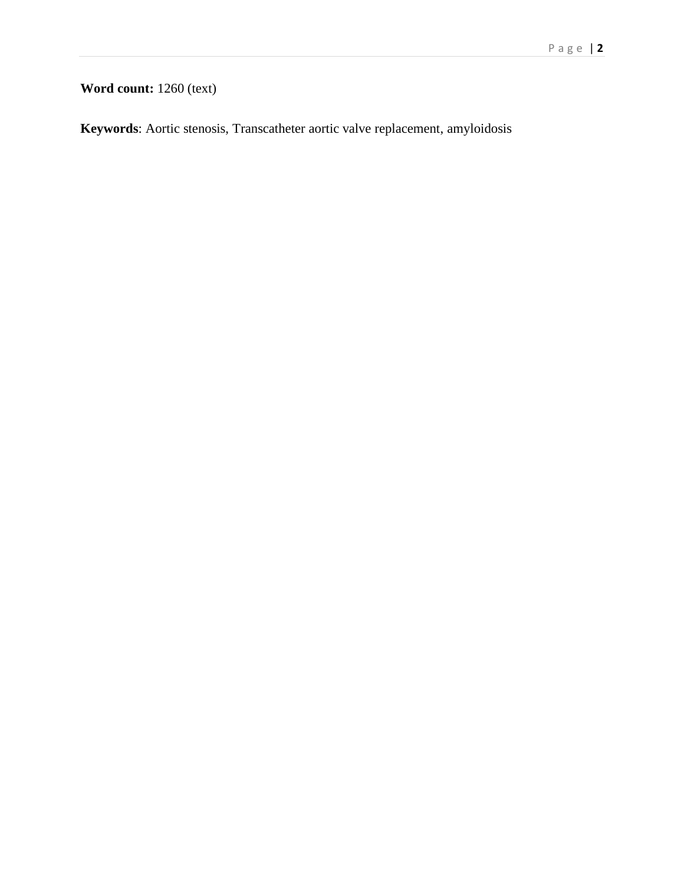**Word count:** 1260 (text)

**Keywords**: Aortic stenosis, Transcatheter aortic valve replacement, amyloidosis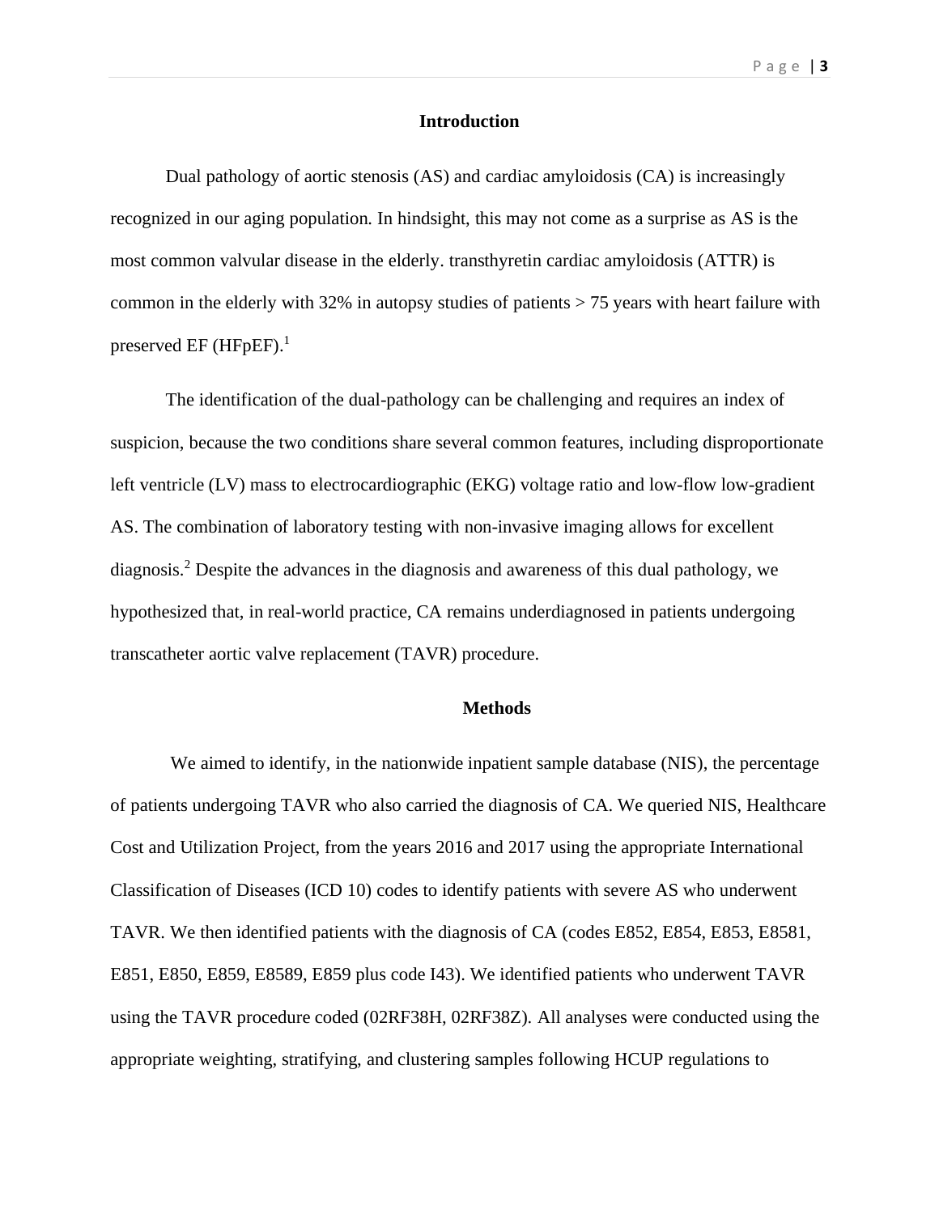## Introduction

Dual pathology of aortic stenosis (AS) and cardiac amyloidosis (CA) is increasingly recognized in our aging population. In hindsight, this may not come as a surprise as AS is the most common valvular disease in the elderly. transthyretin cardiac amyloidosis (ATTR) is common in the elderly with 32% in autopsy studies of patients > 75 years with heart failure with preserved EF (HFpEF).[1]

The identification of the dual-pathology can be challenging and requires an index of suspicion, because the two conditions share several common features, including disproportionate left ventricle (LV) mass to electrocardiographic (EKG) voltage ratio and low-flow low-gradient AS. The combination of laboratory testing with non-invasive imaging allows for excellent diagnosis.[2] Despite the advances in the diagnosis and awareness of this dual pathology, we hypothesized that, in real-world practice, CA remains underdiagnosed in patients undergoing transcatheter aortic valve replacement (TAVR) procedure.

## Methods

We aimed to identify, in the nationwide inpatient sample database (NIS), the percentage of patients undergoing TAVR who also carried the diagnosis of CA. We queried NIS, Healthcare Cost and Utilization Project, from the years 2016 and 2017 using the appropriate International Classification of Diseases (ICD 10) codes to identify patients with severe AS who underwent TAVR. We then identified patients with the diagnosis of CA (codes E852, E854, E853, E8581, E851, E850, E859, E8589, E859 plus code I43). We identified patients who underwent TAVR using the TAVR procedure coded (02RF38H, 02RF38Z). All analyses were conducted using the appropriate weighting, stratifying, and clustering samples following HCUP regulations to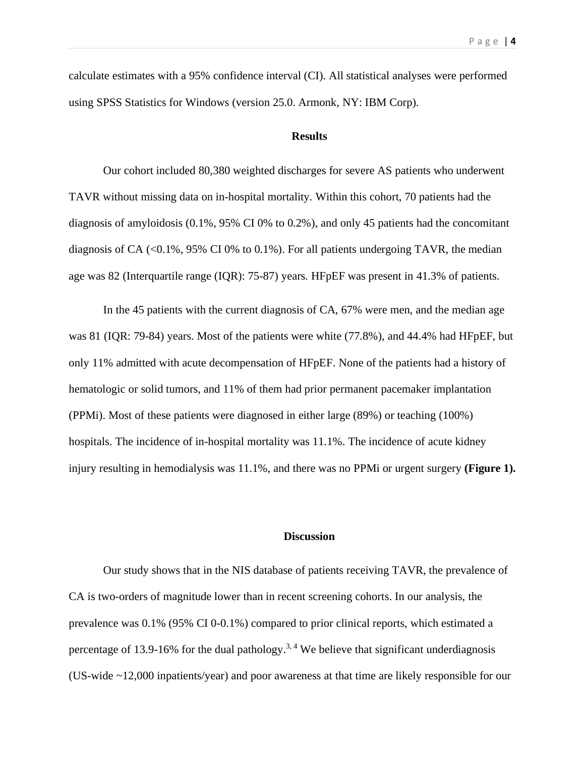calculate estimates with a 95% confidence interval (CI). All statistical analyses were performed using SPSS Statistics for Windows (version 25.0. Armonk, NY: IBM Corp).

## Results

Our cohort included 80,380 weighted discharges for severe AS patients who underwent TAVR without missing data on in-hospital mortality. Within this cohort, 70 patients had the diagnosis of amyloidosis (0.1%, 95% CI 0% to 0.2%), and only 45 patients had the concomitant diagnosis of CA (<0.1%, 95% CI 0% to 0.1%). For all patients undergoing TAVR, the median age was 82 (Interquartile range (IQR): 75-87) years. HFpEF was present in 41.3% of patients.

In the 45 patients with the current diagnosis of CA, 67% were men, and the median age was 81 (IQR: 79-84) years. Most of the patients were white (77.8%), and 44.4% had HFpEF, but only 11% admitted with acute decompensation of HFpEF. None of the patients had a history of hematologic or solid tumors, and 11% of them had prior permanent pacemaker implantation (PPMi). Most of these patients were diagnosed in either large (89%) or teaching (100%) hospitals. The incidence of in-hospital mortality was 11.1%. The incidence of acute kidney injury resulting in hemodialysis was 11.1%, and there was no PPMi or urgent surgery **(Figure 1).**

## Discussion

Our study shows that in the NIS database of patients receiving TAVR, the prevalence of CA is two-orders of magnitude lower than in recent screening cohorts. In our analysis, the prevalence was 0.1% (95% CI 0-0.1%) compared to prior clinical reports, which estimated a percentage of 13.9-16% for the dual pathology.[3, 4] We believe that significant underdiagnosis (US-wide ~12,000 inpatients/year) and poor awareness at that time are likely responsible for our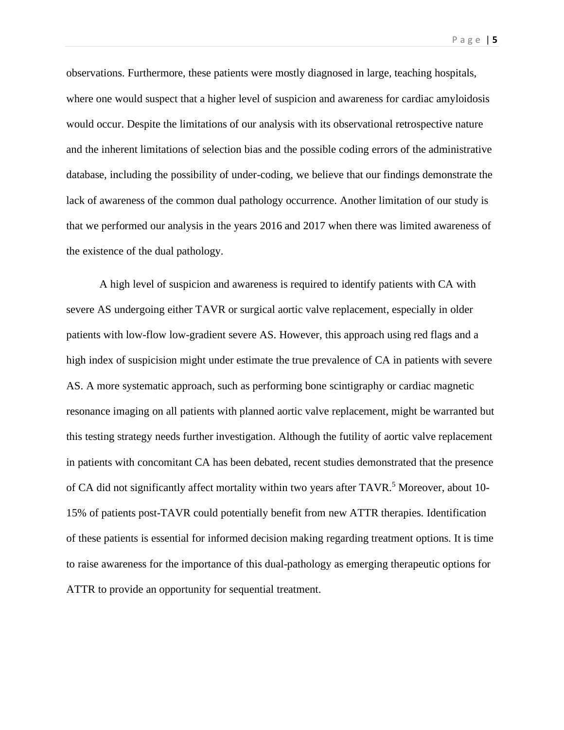observations. Furthermore, these patients were mostly diagnosed in large, teaching hospitals, where one would suspect that a higher level of suspicion and awareness for cardiac amyloidosis would occur. Despite the limitations of our analysis with its observational retrospective nature and the inherent limitations of selection bias and the possible coding errors of the administrative database, including the possibility of under-coding, we believe that our findings demonstrate the lack of awareness of the common dual pathology occurrence. Another limitation of our study is that we performed our analysis in the years 2016 and 2017 when there was limited awareness of the existence of the dual pathology.

A high level of suspicion and awareness is required to identify patients with CA with severe AS undergoing either TAVR or surgical aortic valve replacement, especially in older patients with low-flow low-gradient severe AS. However, this approach using red flags and a high index of suspicision might under estimate the true prevalence of CA in patients with severe AS. A more systematic approach, such as performing bone scintigraphy or cardiac magnetic resonance imaging on all patients with planned aortic valve replacement, might be warranted but this testing strategy needs further investigation. Although the futility of aortic valve replacement in patients with concomitant CA has been debated, recent studies demonstrated that the presence of CA did not significantly affect mortality within two years after TAVR.[5] Moreover, about 10-15% of patients post-TAVR could potentially benefit from new ATTR therapies. Identification of these patients is essential for informed decision making regarding treatment options. It is time to raise awareness for the importance of this dual-pathology as emerging therapeutic options for ATTR to provide an opportunity for sequential treatment.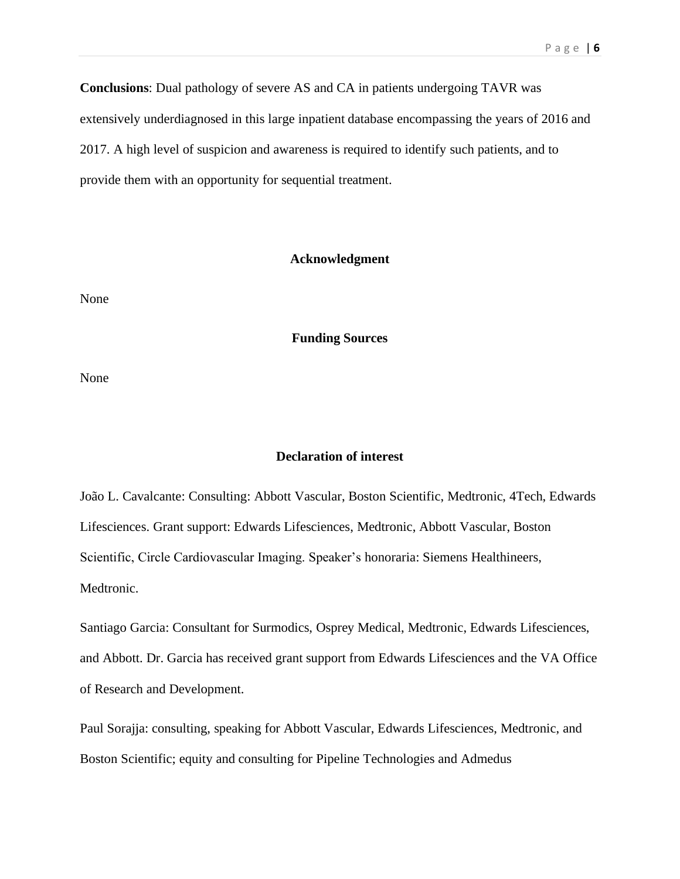**Conclusions**: Dual pathology of severe AS and CA in patients undergoing TAVR was extensively underdiagnosed in this large inpatient database encompassing the years of 2016 and 2017. A high level of suspicion and awareness is required to identify such patients, and to provide them with an opportunity for sequential treatment.

## Acknowledgment

None

## Funding Sources

None

## Declaration of interest

João L. Cavalcante: Consulting: Abbott Vascular, Boston Scientific, Medtronic, 4Tech, Edwards Lifesciences. Grant support: Edwards Lifesciences, Medtronic, Abbott Vascular, Boston Scientific, Circle Cardiovascular Imaging. Speaker's honoraria: Siemens Healthineers, Medtronic.

Santiago Garcia: Consultant for Surmodics, Osprey Medical, Medtronic, Edwards Lifesciences, and Abbott. Dr. Garcia has received grant support from Edwards Lifesciences and the VA Office of Research and Development.

Paul Sorajja: consulting, speaking for Abbott Vascular, Edwards Lifesciences, Medtronic, and Boston Scientific; equity and consulting for Pipeline Technologies and Admedus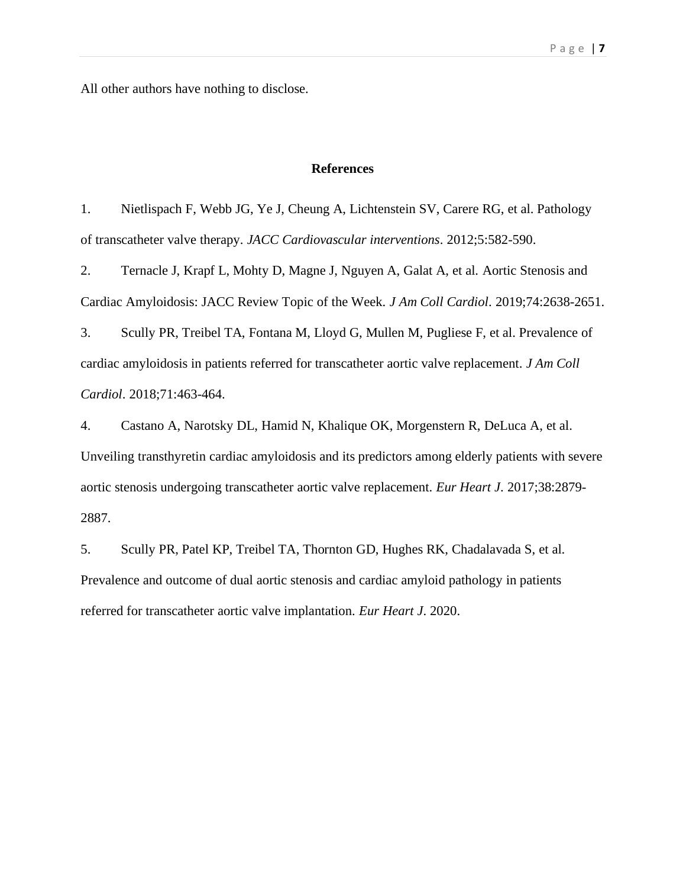All other authors have nothing to disclose.

## References

1. Nietlispach F, Webb JG, Ye J, Cheung A, Lichtenstein SV, Carere RG, et al. Pathology of transcatheter valve therapy. *JACC Cardiovascular interventions*. 2012;5:582-590.
2. Ternacle J, Krapf L, Mohty D, Magne J, Nguyen A, Galat A, et al. Aortic Stenosis and Cardiac Amyloidosis: JACC Review Topic of the Week. *J Am Coll Cardiol*. 2019;74:2638-2651.
3. Scully PR, Treibel TA, Fontana M, Lloyd G, Mullen M, Pugliese F, et al. Prevalence of cardiac amyloidosis in patients referred for transcatheter aortic valve replacement. *J Am Coll Cardiol*. 2018;71:463-464.
4. Castano A, Narotsky DL, Hamid N, Khalique OK, Morgenstern R, DeLuca A, et al. Unveiling transthyretin cardiac amyloidosis and its predictors among elderly patients with severe aortic stenosis undergoing transcatheter aortic valve replacement. *Eur Heart J*. 2017;38:2879-2887.
5. Scully PR, Patel KP, Treibel TA, Thornton GD, Hughes RK, Chadalavada S, et al. Prevalence and outcome of dual aortic stenosis and cardiac amyloid pathology in patients referred for transcatheter aortic valve implantation. *Eur Heart J*. 2020.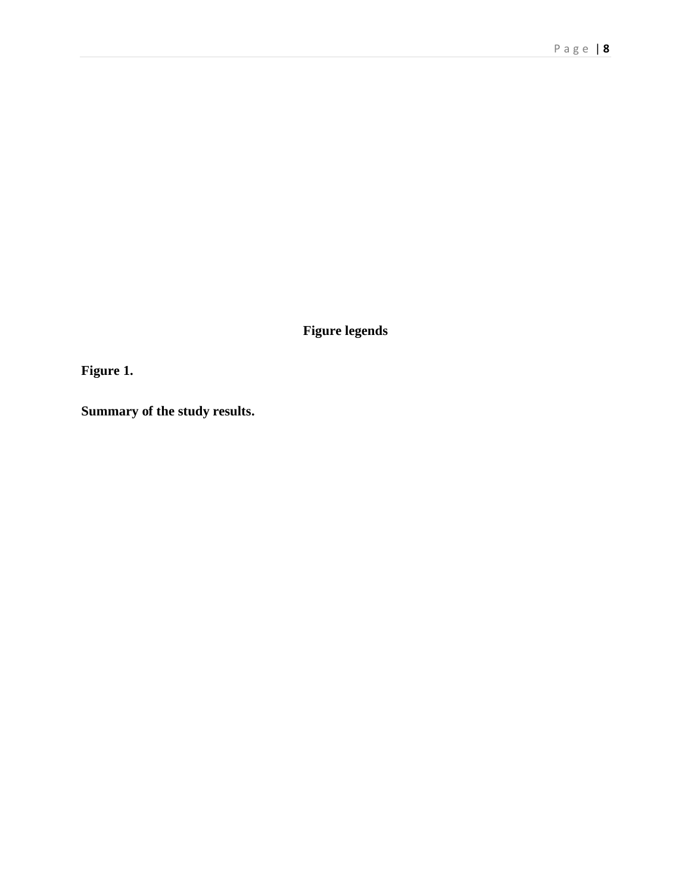## Figure legends

**Figure 1.**

**Summary of the study results.**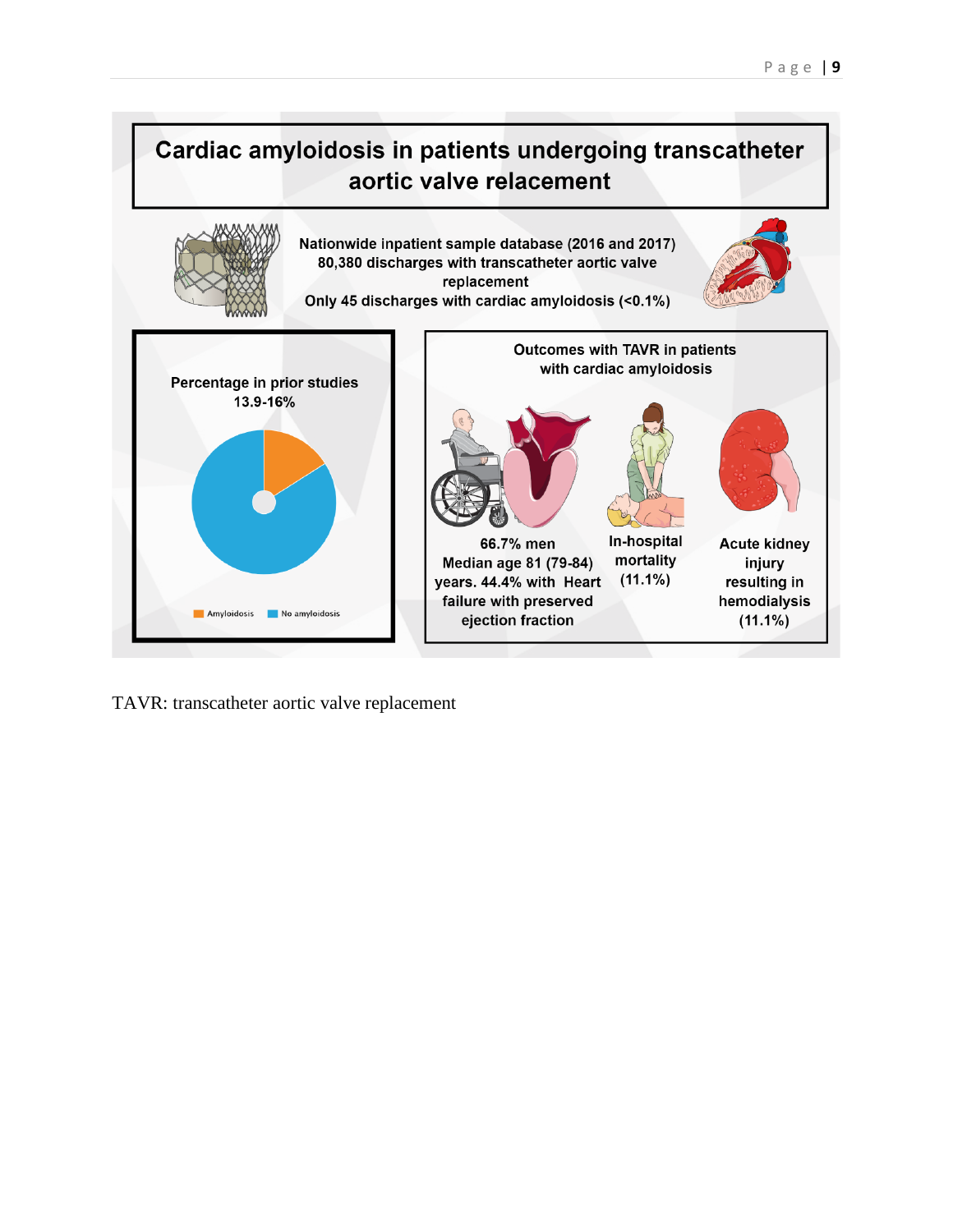# Cardiac amyloidosis in patients undergoing transcatheter aortic valve relacement

Nationwide inpatient sample database (2016 and 2017)
80,380 discharges with transcatheter aortic valve replacement
Only 45 discharges with cardiac amyloidosis (<0.1%)

Percentage in prior studies
13.9-16%

Amyloidosis
No amyloidosis

Outcomes with TAVR in patients with cardiac amyloidosis

66.7% men
Median age 81 (79-84) years. 44.4% with Heart failure with preserved ejection fraction

In-hospital mortality (11.1%)

Acute kidney injury resulting in hemodialysis (11.1%)

TAVR: transcatheter aortic valve replacement